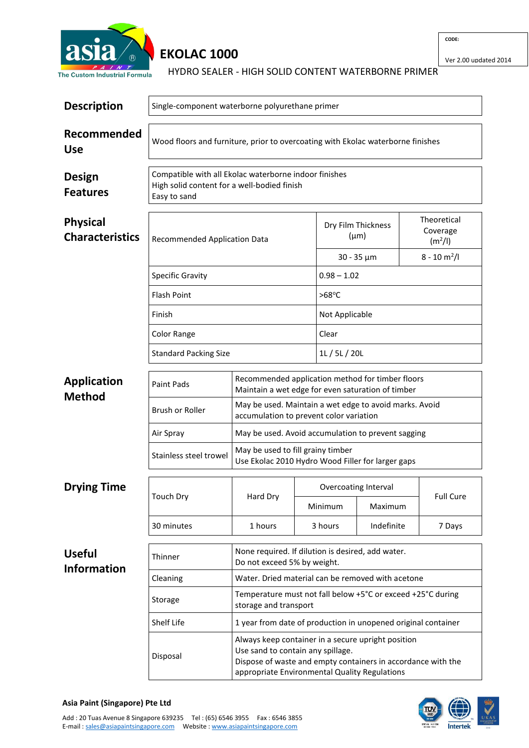asia PAINT
The Custom Industrial Formula

# EKOLAC 1000

HYDRO SEALER - HIGH SOLID CONTENT WATERBORNE PRIMER

CODE:

Ver 2.00 updated 2014

## Description

Single-component waterborne polyurethane primer

## Recommended Use

Wood floors and furniture, prior to overcoating with Ekolac waterborne finishes

## Design Features

Compatible with all Ekolac waterborne indoor finishes
High solid content for a well-bodied finish
Easy to sand

## Physical Characteristics

| Recommended Application Data | Dry Film Thickness (µm) | Theoretical Coverage ($m^2$/l) |
|---|---|---|
| | 30 - 35 µm | 8 - 10 $m^2$/l |
| Specific Gravity | 0.98 – 1.02 | |
| Flash Point | >68°C | |
| Finish | Not Applicable | |
| Color Range | Clear | |
| Standard Packing Size | 1L / 5L / 20L | |

## Application Method

| Method | Notes |
|---|---|
| Paint Pads | Recommended application method for timber floors<br>Maintain a wet edge for even saturation of timber |
| Brush or Roller | May be used. Maintain a wet edge to avoid marks. Avoid accumulation to prevent color variation |
| Air Spray | May be used. Avoid accumulation to prevent sagging |
| Stainless steel trowel | May be used to fill grainy timber<br>Use Ekolac 2010 Hydro Wood Filler for larger gaps |

## Drying Time

| Touch Dry | Hard Dry | Overcoating Interval | | Full Cure |
|---|---|---|---|---|
| | | Minimum | Maximum | |
| 30 minutes | 1 hours | 3 hours | Indefinite | 7 Days |

## Useful Information

| Item | Details |
|---|---|
| Thinner | None required. If dilution is desired, add water.<br>Do not exceed 5% by weight. |
| Cleaning | Water. Dried material can be removed with acetone |
| Storage | Temperature must not fall below +5°C or exceed +25°C during storage and transport |
| Shelf Life | 1 year from date of production in unopened original container |
| Disposal | Always keep container in a secure upright position<br>Use sand to contain any spillage.<br>Dispose of waste and empty containers in accordance with the appropriate Environmental Quality Regulations |

**Asia Paint (Singapore) Pte Ltd**

Add : 20 Tuas Avenue 8 Singapore 639235 Tel : (65) 6546 3955 Fax : 6546 3855
E-mail : sales@asiapaintsingapore.com Website : www.asiapaintsingapore.com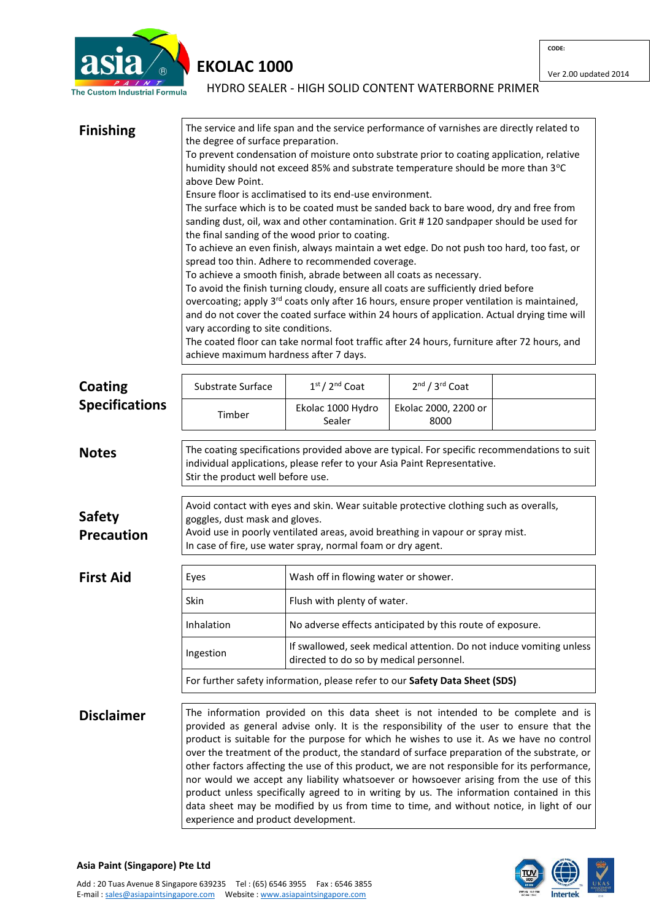# EKOLAC 1000

HYDRO SEALER - HIGH SOLID CONTENT WATERBORNE PRIMER

CODE:

Ver 2.00 updated 2014

## Finishing

The service and life span and the service performance of varnishes are directly related to the degree of surface preparation.
To prevent condensation of moisture onto substrate prior to coating application, relative humidity should not exceed 85% and substrate temperature should be more than 3°C above Dew Point.
Ensure floor is acclimatised to its end-use environment.
The surface which is to be coated must be sanded back to bare wood, dry and free from sanding dust, oil, wax and other contamination. Grit # 120 sandpaper should be used for the final sanding of the wood prior to coating.
To achieve an even finish, always maintain a wet edge. Do not push too hard, too fast, or spread too thin. Adhere to recommended coverage.
To achieve a smooth finish, abrade between all coats as necessary.
To avoid the finish turning cloudy, ensure all coats are sufficiently dried before overcoating; apply 3rd coats only after 16 hours, ensure proper ventilation is maintained, and do not cover the coated surface within 24 hours of application. Actual drying time will vary according to site conditions.
The coated floor can take normal foot traffic after 24 hours, furniture after 72 hours, and achieve maximum hardness after 7 days.

## Coating Specifications

| Substrate Surface | 1st / 2nd Coat | 2nd / 3rd Coat | |
|---|---|---|---|
| Timber | Ekolac 1000 Hydro Sealer | Ekolac 2000, 2200 or 8000 | |

## Notes

The coating specifications provided above are typical. For specific recommendations to suit individual applications, please refer to your Asia Paint Representative.
Stir the product well before use.

## Safety Precaution

Avoid contact with eyes and skin. Wear suitable protective clothing such as overalls, goggles, dust mask and gloves.
Avoid use in poorly ventilated areas, avoid breathing in vapour or spray mist.
In case of fire, use water spray, normal foam or dry agent.

## First Aid

| | |
|---|---|
| Eyes | Wash off in flowing water or shower. |
| Skin | Flush with plenty of water. |
| Inhalation | No adverse effects anticipated by this route of exposure. |
| Ingestion | If swallowed, seek medical attention. Do not induce vomiting unless directed to do so by medical personnel. |
| For further safety information, please refer to our **Safety Data Sheet (SDS)** | |

## Disclaimer

The information provided on this data sheet is not intended to be complete and is provided as general advise only. It is the responsibility of the user to ensure that the product is suitable for the purpose for which he wishes to use it. As we have no control over the treatment of the product, the standard of surface preparation of the substrate, or other factors affecting the use of this product, we are not responsible for its performance, nor would we accept any liability whatsoever or howsoever arising from the use of this product unless specifically agreed to in writing by us. The information contained in this data sheet may be modified by us from time to time, and without notice, in light of our experience and product development.

**Asia Paint (Singapore) Pte Ltd**

Add : 20 Tuas Avenue 8 Singapore 639235 Tel : (65) 6546 3955 Fax : 6546 3855
E-mail : sales@asiapaintsingapore.com Website : www.asiapaintsingapore.com